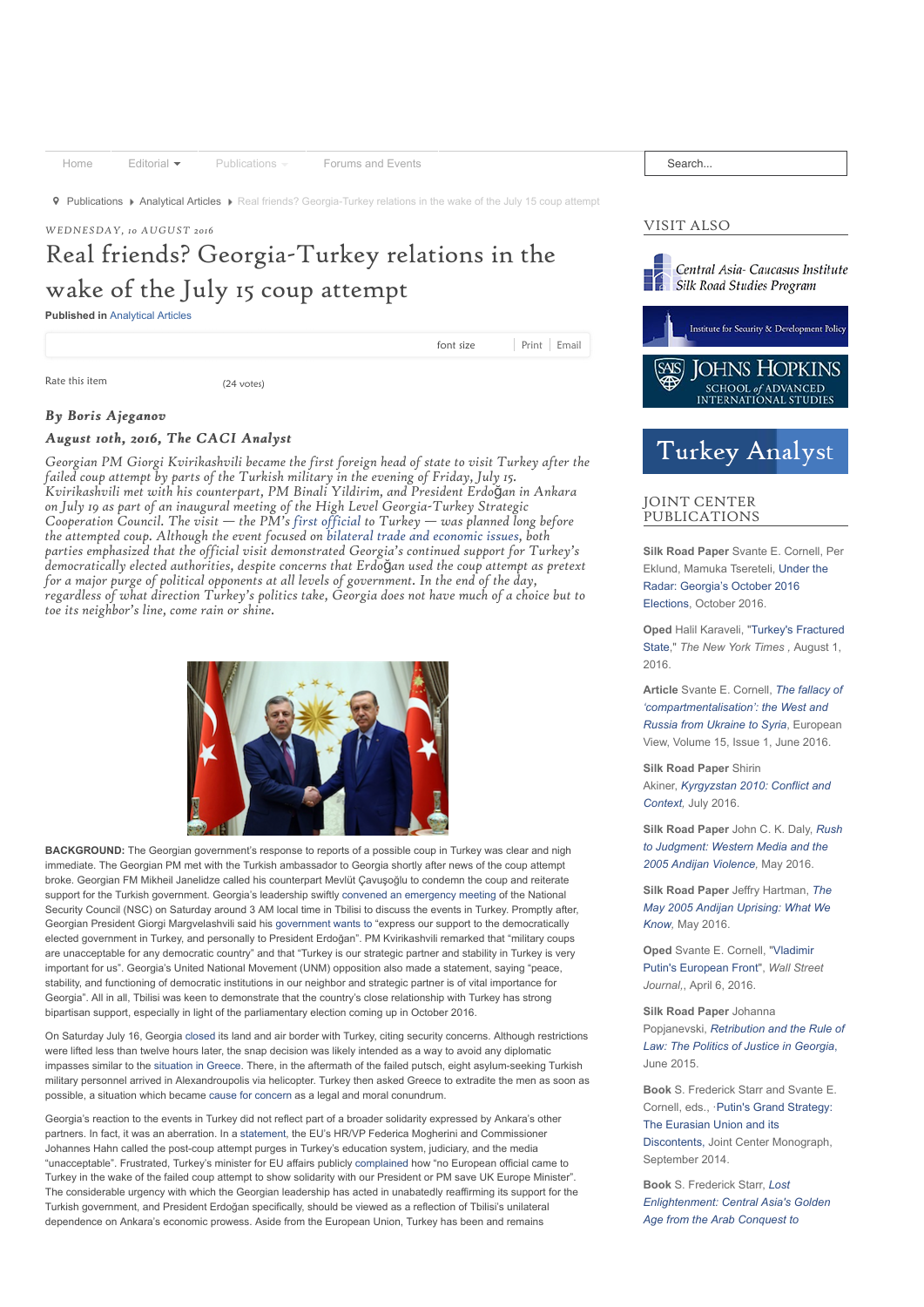Home Editorial Publications Forums and Events

Publications ▸ Analytical Articles ▸ Real friends? Georgia-Turkey relations in the wake of the July 15 coup attempt

WEDNESDAY, 10 AUGUST 2016

# Real friends? Georgia-Turkey relations in the wake of the July 15 coup attempt

**Published in** Analytical Articles

font size | Print | Email

Rate this item (24 votes)

***By Boris Ajeganov***

***August 10th, 2016, The CACI Analyst***

*Georgian PM Giorgi Kvirikashvili became the first foreign head of state to visit Turkey after the failed coup attempt by parts of the Turkish military in the evening of Friday, July 15. Kvirikashvili met with his counterpart, PM Binali Yildirim, and President Erdoğan in Ankara on July 19 as part of an inaugural meeting of the High Level Georgia-Turkey Strategic Cooperation Council. The visit — the PM's first official to Turkey — was planned long before the attempted coup. Although the event focused on bilateral trade and economic issues, both parties emphasized that the official visit demonstrated Georgia's continued support for Turkey's democratically elected authorities, despite concerns that Erdoğan used the coup attempt as pretext for a major purge of political opponents at all levels of government. In the end of the day, regardless of what direction Turkey's politics take, Georgia does not have much of a choice but to toe its neighbor's line, come rain or shine.*

**BACKGROUND:** The Georgian government's response to reports of a possible coup in Turkey was clear and nigh immediate. The Georgian PM met with the Turkish ambassador to Georgia shortly after news of the coup attempt broke. Georgian FM Mikheil Janelidze called his counterpart Mevlüt Çavuşoğlu to condemn the coup and reiterate support for the Turkish government. Georgia's leadership swiftly convened an emergency meeting of the National Security Council (NSC) on Saturday around 3 AM local time in Tbilisi to discuss the events in Turkey. Promptly after, Georgian President Giorgi Margvelashvili said his government wants to "express our support to the democratically elected government in Turkey, and personally to President Erdoğan". PM Kvirikashvili remarked that "military coups are unacceptable for any democratic country" and that "Turkey is our strategic partner and stability in Turkey is very important for us". Georgia's United National Movement (UNM) opposition also made a statement, saying "peace, stability, and functioning of democratic institutions in our neighbor and strategic partner is of vital importance for Georgia". All in all, Tbilisi was keen to demonstrate that the country's close relationship with Turkey has strong bipartisan support, especially in light of the parliamentary election coming up in October 2016.

On Saturday July 16, Georgia closed its land and air border with Turkey, citing security concerns. Although restrictions were lifted less than twelve hours later, the snap decision was likely intended as a way to avoid any diplomatic impasses similar to the situation in Greece. There, in the aftermath of the failed putsch, eight asylum-seeking Turkish military personnel arrived in Alexandroupolis via helicopter. Turkey then asked Greece to extradite the men as soon as possible, a situation which became cause for concern as a legal and moral conundrum.

Georgia's reaction to the events in Turkey did not reflect part of a broader solidarity expressed by Ankara's other partners. In fact, it was an aberration. In a statement, the EU's HR/VP Federica Mogherini and Commissioner Johannes Hahn called the post-coup attempt purges in Turkey's education system, judiciary, and the media "unacceptable". Frustrated, Turkey's minister for EU affairs publicly complained how "no European official came to Turkey in the wake of the failed coup attempt to show solidarity with our President or PM save UK Europe Minister". The considerable urgency with which the Georgian leadership has acted in unabatedly reaffirming its support for the Turkish government, and President Erdoğan specifically, should be viewed as a reflection of Tbilisi's unilateral dependence on Ankara's economic prowess. Aside from the European Union, Turkey has been and remains

## VISIT ALSO

Central Asia- Caucasus Institute Silk Road Studies Program

Institute for Security & Development Policy

JOHNS HOPKINS SCHOOL of ADVANCED INTERNATIONAL STUDIES

Turkey Analyst

## JOINT CENTER PUBLICATIONS

**Silk Road Paper** Svante E. Cornell, Per Eklund, Mamuka Tsereteli, Under the Radar: Georgia's October 2016 Elections, October 2016.

**Oped** Halil Karaveli, "Turkey's Fractured State," *The New York Times* , August 1, 2016.

**Article** Svante E. Cornell, *The fallacy of 'compartmentalisation': the West and Russia from Ukraine to Syria*, European View, Volume 15, Issue 1, June 2016.

**Silk Road Paper** Shirin Akiner, *Kyrgyzstan 2010: Conflict and Context*, July 2016.

**Silk Road Paper** John C. K. Daly, *Rush to Judgment: Western Media and the 2005 Andijan Violence*, May 2016.

**Silk Road Paper** Jeffry Hartman, *The May 2005 Andijan Uprising: What We Know*, May 2016.

**Oped** Svante E. Cornell, "Vladimir Putin's European Front", *Wall Street Journal*,, April 6, 2016.

**Silk Road Paper** Johanna Popjanevski, *Retribution and the Rule of Law: The Politics of Justice in Georgia*, June 2015.

**Book** S. Frederick Starr and Svante E. Cornell, eds., Putin's Grand Strategy: The Eurasian Union and its Discontents, Joint Center Monograph, September 2014.

**Book** S. Frederick Starr, *Lost Enlightenment: Central Asia's Golden Age from the Arab Conquest to*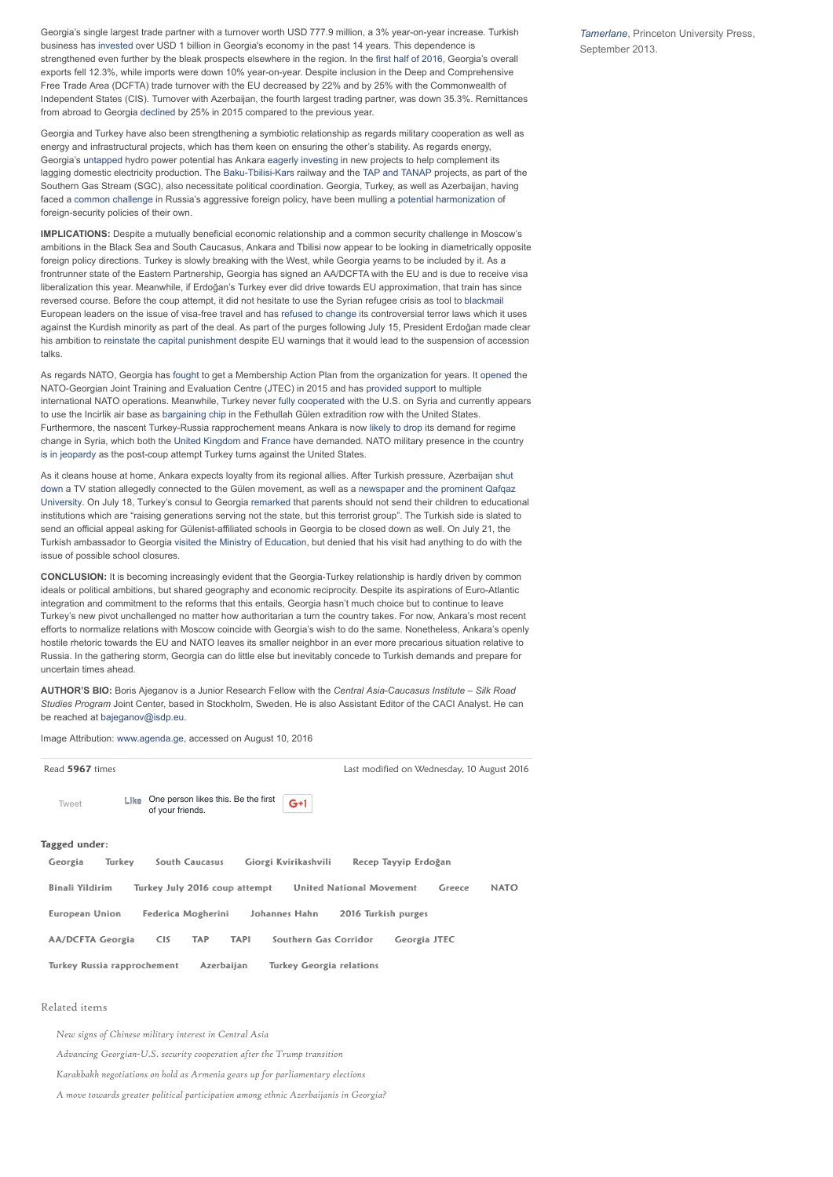Georgia's single largest trade partner with a turnover worth USD 777.9 million, a 3% year-on-year increase. Turkish business has invested over USD 1 billion in Georgia's economy in the past 14 years. This dependence is strengthened even further by the bleak prospects elsewhere in the region. In the first half of 2016, Georgia's overall exports fell 12.3%, while imports were down 10% year-on-year. Despite inclusion in the Deep and Comprehensive Free Trade Area (DCFTA) trade turnover with the EU decreased by 22% and by 25% with the Commonwealth of Independent States (CIS). Turnover with Azerbaijan, the fourth largest trading partner, was down 35.3%. Remittances from abroad to Georgia declined by 25% in 2015 compared to the previous year.

Georgia and Turkey have also been strengthening a symbiotic relationship as regards military cooperation as well as energy and infrastructural projects, which has them keen on ensuring the other's stability. As regards energy, Georgia's untapped hydro power potential has Ankara eagerly investing in new projects to help complement its lagging domestic electricity production. The Baku-Tbilisi-Kars railway and the TAP and TANAP projects, as part of the Southern Gas Stream (SGC), also necessitate political coordination. Georgia, Turkey, as well as Azerbaijan, having faced a common challenge in Russia's aggressive foreign policy, have been mulling a potential harmonization of foreign-security policies of their own.

**IMPLICATIONS:** Despite a mutually beneficial economic relationship and a common security challenge in Moscow's ambitions in the Black Sea and South Caucasus, Ankara and Tbilisi now appear to be looking in diametrically opposite foreign policy directions. Turkey is slowly breaking with the West, while Georgia yearns to be included by it. As a frontrunner state of the Eastern Partnership, Georgia has signed an AA/DCFTA with the EU and is due to receive visa liberalization this year. Meanwhile, if Erdoğan's Turkey ever did drive towards EU approximation, that train has since reversed course. Before the coup attempt, it did not hesitate to use the Syrian refugee crisis as tool to blackmail European leaders on the issue of visa-free travel and has refused to change its controversial terror laws which it uses against the Kurdish minority as part of the deal. As part of the purges following July 15, President Erdoğan made clear his ambition to reinstate the capital punishment despite EU warnings that it would lead to the suspension of accession talks.

As regards NATO, Georgia has fought to get a Membership Action Plan from the organization for years. It opened the NATO-Georgian Joint Training and Evaluation Centre (JTEC) in 2015 and has provided support to multiple international NATO operations. Meanwhile, Turkey never fully cooperated with the U.S. on Syria and currently appears to use the Incirlik air base as bargaining chip in the Fethullah Gülen extradition row with the United States. Furthermore, the nascent Turkey-Russia rapprochement means Ankara is now likely to drop its demand for regime change in Syria, which both the United Kingdom and France have demanded. NATO military presence in the country is in jeopardy as the post-coup attempt Turkey turns against the United States.

As it cleans house at home, Ankara expects loyalty from its regional allies. After Turkish pressure, Azerbaijan shut down a TV station allegedly connected to the Gülen movement, as well as a newspaper and the prominent Qafqaz University. On July 18, Turkey's consul to Georgia remarked that parents should not send their children to educational institutions which are "raising generations serving not the state, but this terrorist group". The Turkish side is slated to send an official appeal asking for Gülenist-affiliated schools in Georgia to be closed down as well. On July 21, the Turkish ambassador to Georgia visited the Ministry of Education, but denied that his visit had anything to do with the issue of possible school closures.

**CONCLUSION:** It is becoming increasingly evident that the Georgia-Turkey relationship is hardly driven by common ideals or political ambitions, but shared geography and economic reciprocity. Despite its aspirations of Euro-Atlantic integration and commitment to the reforms that this entails, Georgia hasn't much choice but to continue to leave Turkey's new pivot unchallenged no matter how authoritarian a turn the country takes. For now, Ankara's most recent efforts to normalize relations with Moscow coincide with Georgia's wish to do the same. Nonetheless, Ankara's openly hostile rhetoric towards the EU and NATO leaves its smaller neighbor in an ever more precarious situation relative to Russia. In the gathering storm, Georgia can do little else but inevitably concede to Turkish demands and prepare for uncertain times ahead.

**AUTHOR'S BIO:** Boris Ajeganov is a Junior Research Fellow with the *Central Asia-Caucasus Institute – Silk Road Studies Program* Joint Center, based in Stockholm, Sweden. He is also Assistant Editor of the CACI Analyst. He can be reached at bajeganov@isdp.eu.

Image Attribution: www.agenda.ge, accessed on August 10, 2016

Read **5967** times

Last modified on Wednesday, 10 August 2016

Tweet | Like One person likes this. Be the first of your friends. | G+1

**Tagged under:**

Georgia · Turkey · South Caucasus · Giorgi Kvirikashvili · Recep Tayyip Erdoğan · Binali Yildirim · Turkey July 2016 coup attempt · United National Movement · Greece · NATO · European Union · Federica Mogherini · Johannes Hahn · 2016 Turkish purges · AA/DCFTA Georgia · CIS · TAP · TAPI · Southern Gas Corridor · Georgia JTEC · Turkey Russia rapprochement · Azerbaijan · Turkey Georgia relations

Related items

- *New signs of Chinese military interest in Central Asia*
- *Advancing Georgian-U.S. security cooperation after the Trump transition*
- *Karabakh negotiations on hold as Armenia gears up for parliamentary elections*
- *A move towards greater political participation among ethnic Azerbaijanis in Georgia?*

*Tamerlane*, Princeton University Press, September 2013.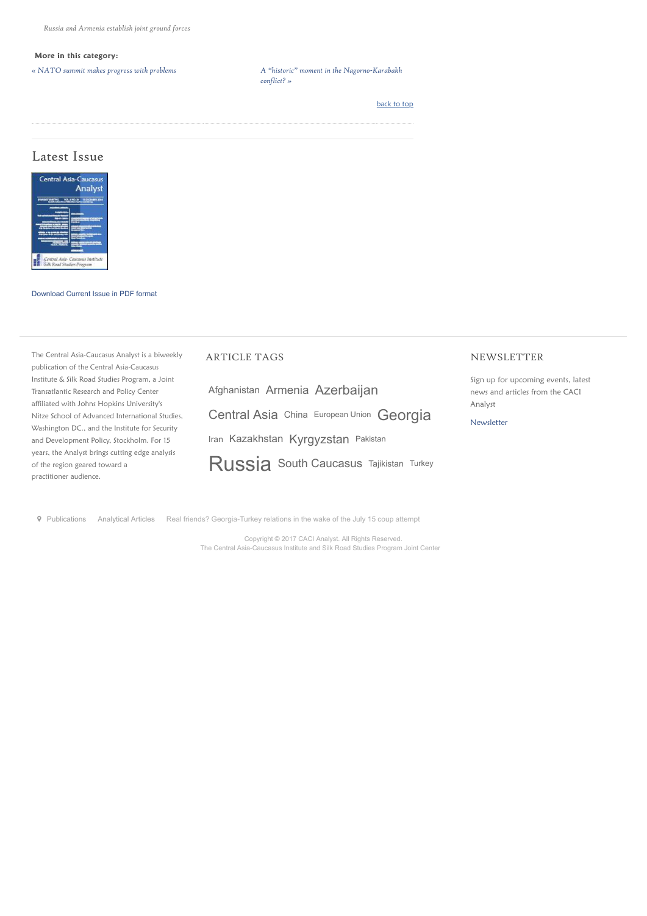*Russia and Armenia establish joint ground forces*

**More in this category:**

*« NATO summit makes progress with problems*

*A "historic" moment in the Nagorno-Karabakh conflict? »*

back to top

## Latest Issue

Download Current Issue in PDF format

The Central Asia-Caucasus Analyst is a biweekly publication of the Central Asia-Caucasus Institute & Silk Road Studies Program, a Joint Transatlantic Research and Policy Center affiliated with Johns Hopkins University's Nitze School of Advanced International Studies, Washington DC., and the Institute for Security and Development Policy, Stockholm. For 15 years, the Analyst brings cutting edge analysis of the region geared toward a practitioner audience.

## ARTICLE TAGS

Afghanistan Armenia Azerbaijan Central Asia China European Union Georgia Iran Kazakhstan Kyrgyzstan Pakistan Russia South Caucasus Tajikistan Turkey

## NEWSLETTER

Sign up for upcoming events, latest news and articles from the CACI Analyst

Newsletter

Publications Analytical Articles Real friends? Georgia-Turkey relations in the wake of the July 15 coup attempt

Copyright © 2017 CACI Analyst. All Rights Reserved.
The Central Asia-Caucasus Institute and Silk Road Studies Program Joint Center